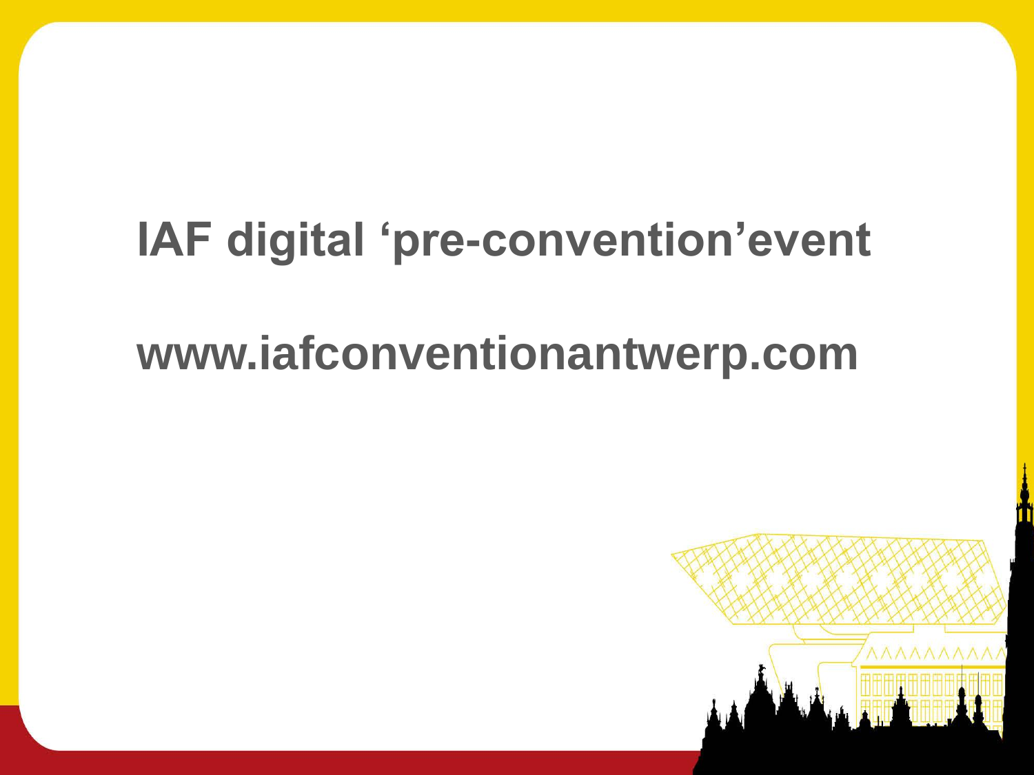# IAF digital ‘pre-convention’event

# www.iafconventionantwerp.com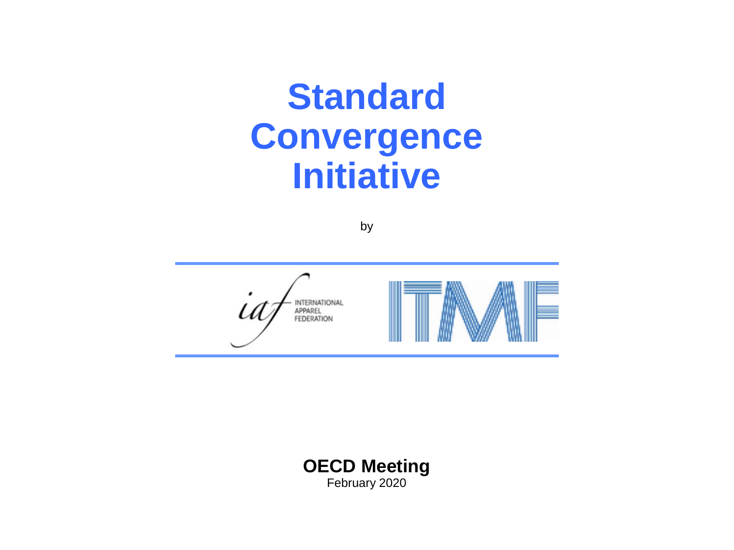# Standard Convergence Initiative

by

INTERNATIONAL APPAREL FEDERATION

ITMF

**OECD Meeting**
February 2020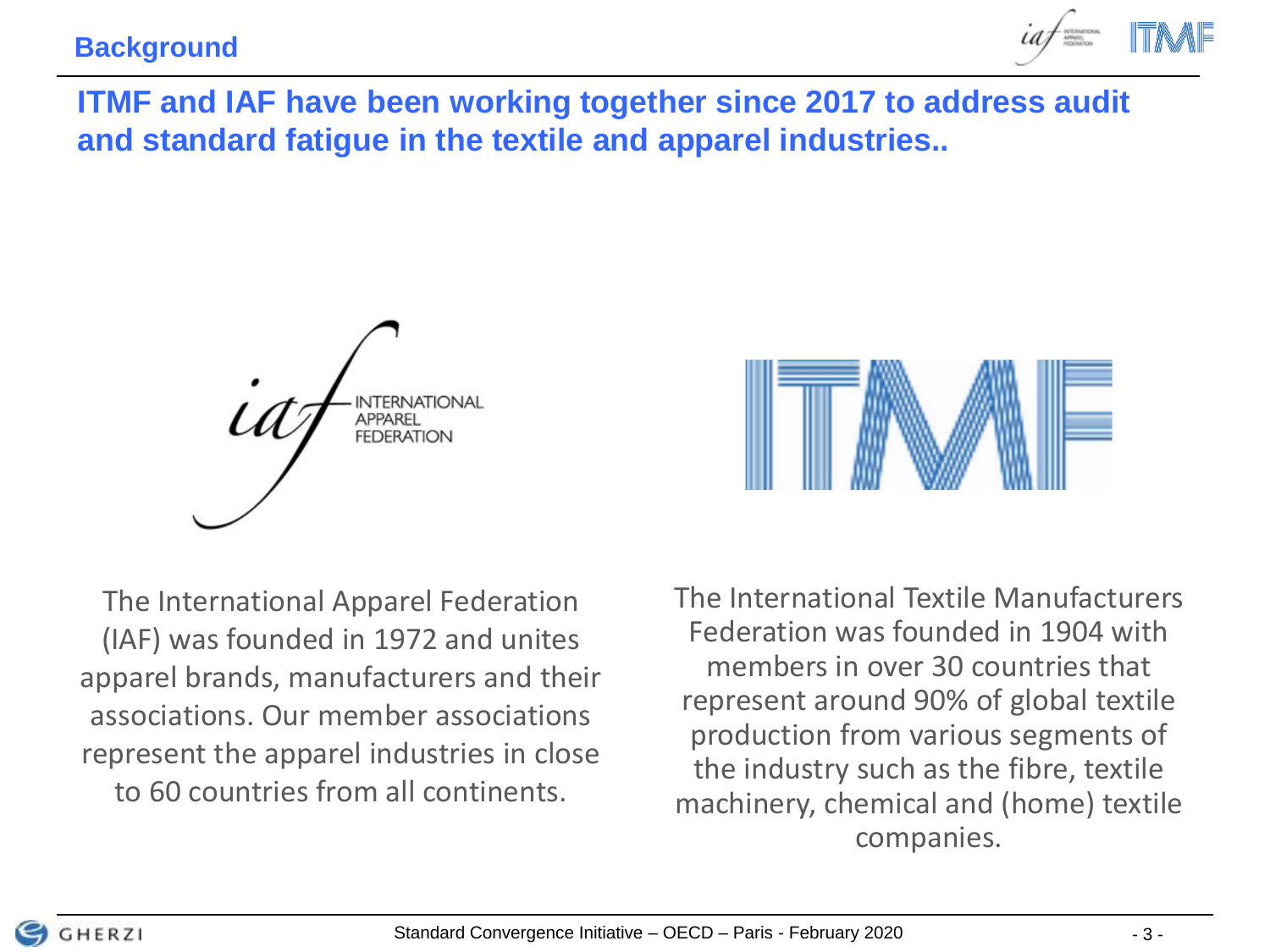## Background

**ITMF and IAF have been working together since 2017 to address audit and standard fatigue in the textile and apparel industries..**

The International Apparel Federation (IAF) was founded in 1972 and unites apparel brands, manufacturers and their associations. Our member associations represent the apparel industries in close to 60 countries from all continents.

The International Textile Manufacturers Federation was founded in 1904 with members in over 30 countries that represent around 90% of global textile production from various segments of the industry such as the fibre, textile machinery, chemical and (home) textile companies.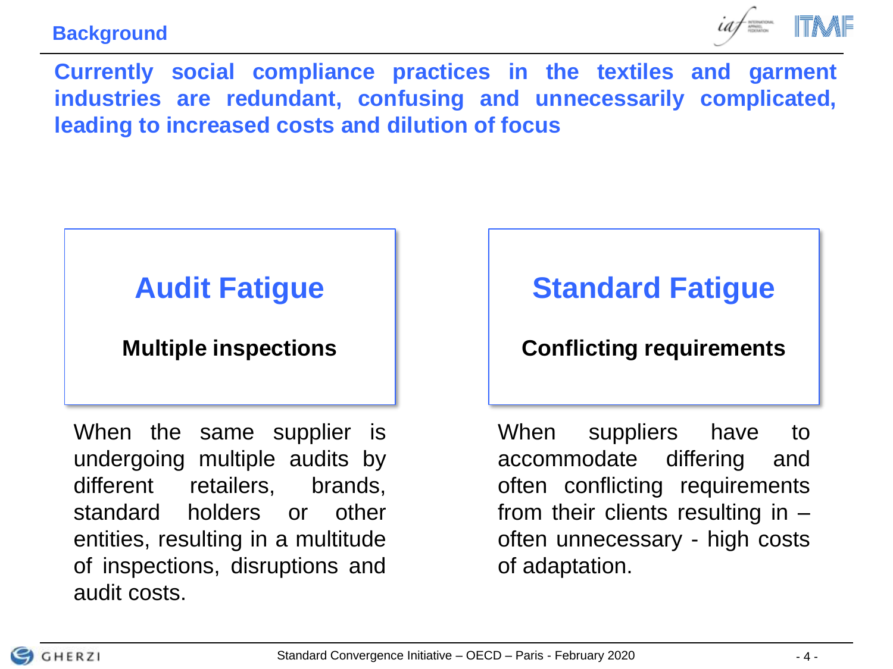# Background

**Currently social compliance practices in the textiles and garment industries are redundant, confusing and unnecessarily complicated, leading to increased costs and dilution of focus**

## Audit Fatigue

**Multiple inspections**

When the same supplier is undergoing multiple audits by different retailers, brands, standard holders or other entities, resulting in a multitude of inspections, disruptions and audit costs.

## Standard Fatigue

**Conflicting requirements**

When suppliers have to accommodate differing and often conflicting requirements from their clients resulting in – often unnecessary - high costs of adaptation.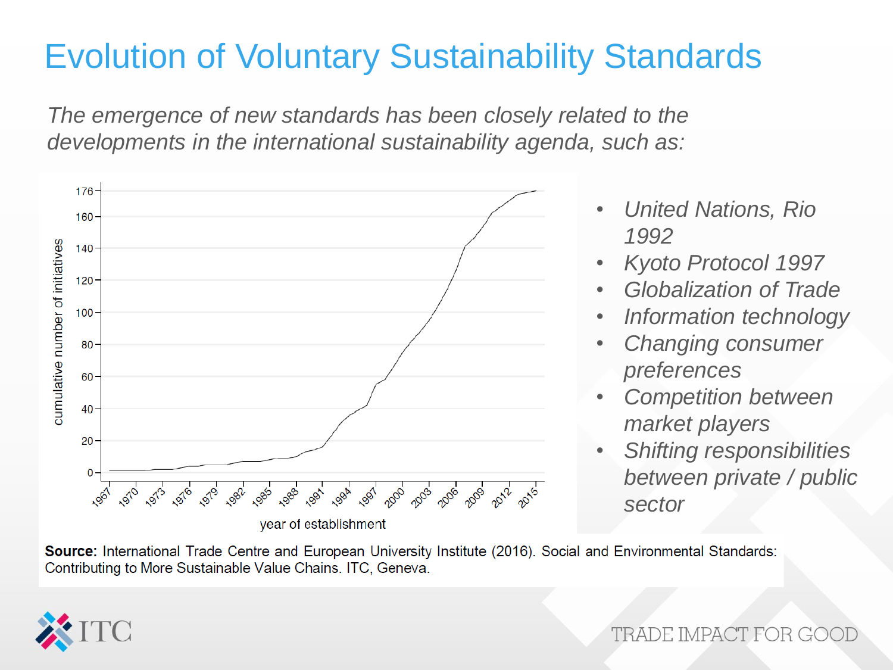# Evolution of Voluntary Sustainability Standards

*The emergence of new standards has been closely related to the developments in the international sustainability agenda, such as:*

- *United Nations, Rio 1992*
- *Kyoto Protocol 1997*
- *Globalization of Trade*
- *Information technology*
- *Changing consumer preferences*
- *Competition between market players*
- *Shifting responsibilities between private / public sector*

**Source:** International Trade Centre and European University Institute (2016). Social and Environmental Standards: Contributing to More Sustainable Value Chains. ITC, Geneva.

TRADE IMPACT FOR GOOD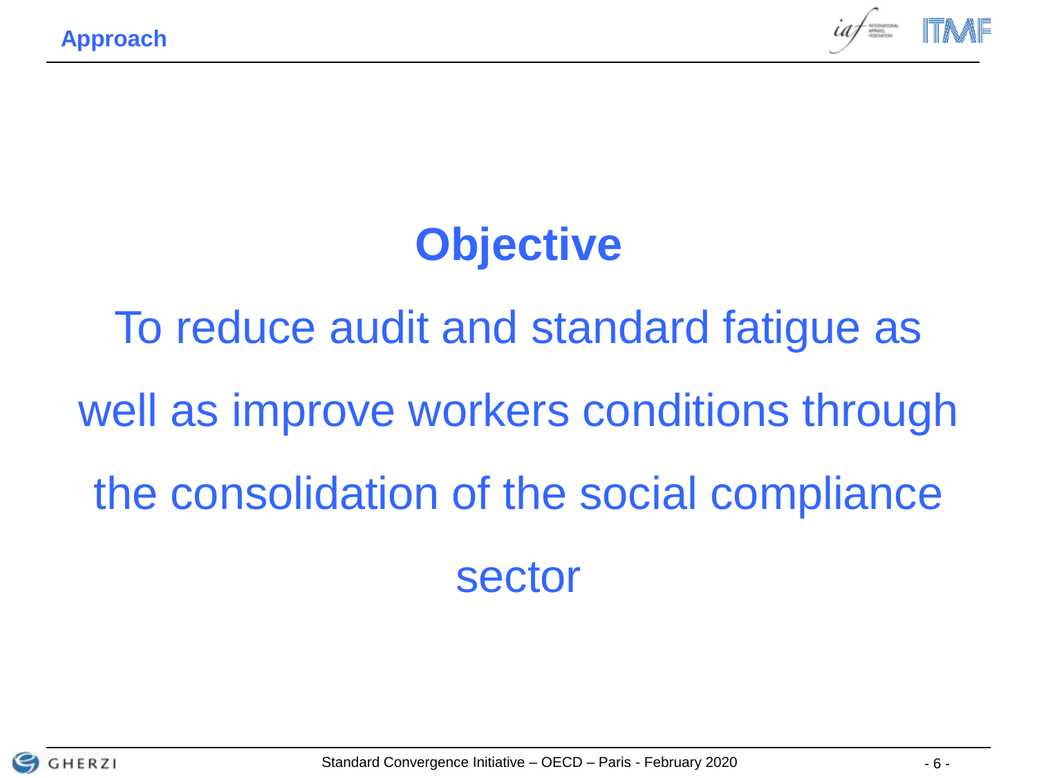## Approach

# Objective

To reduce audit and standard fatigue as well as improve workers conditions through the consolidation of the social compliance sector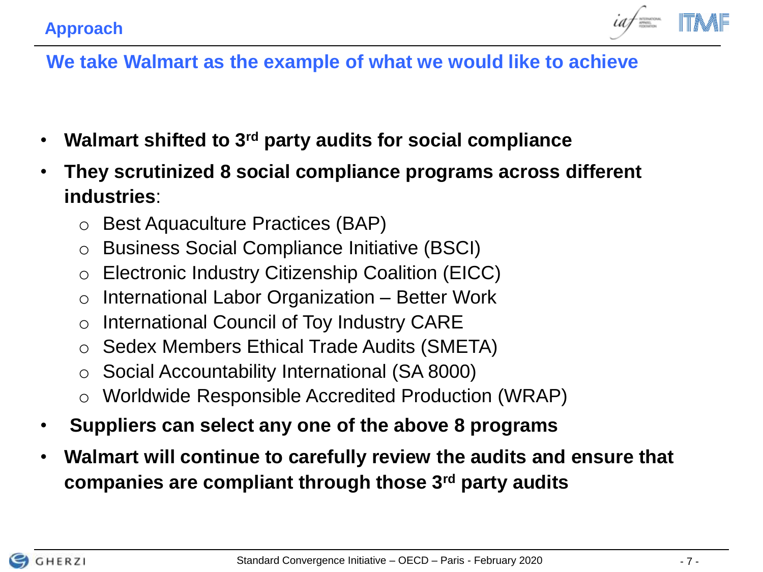## Approach

### We take Walmart as the example of what we would like to achieve

- **Walmart shifted to 3rd party audits for social compliance**
- **They scrutinized 8 social compliance programs across different industries**:
  - Best Aquaculture Practices (BAP)
  - Business Social Compliance Initiative (BSCI)
  - Electronic Industry Citizenship Coalition (EICC)
  - International Labor Organization – Better Work
  - International Council of Toy Industry CARE
  - Sedex Members Ethical Trade Audits (SMETA)
  - Social Accountability International (SA 8000)
  - Worldwide Responsible Accredited Production (WRAP)
- **Suppliers can select any one of the above 8 programs**
- **Walmart will continue to carefully review the audits and ensure that companies are compliant through those 3rd party audits**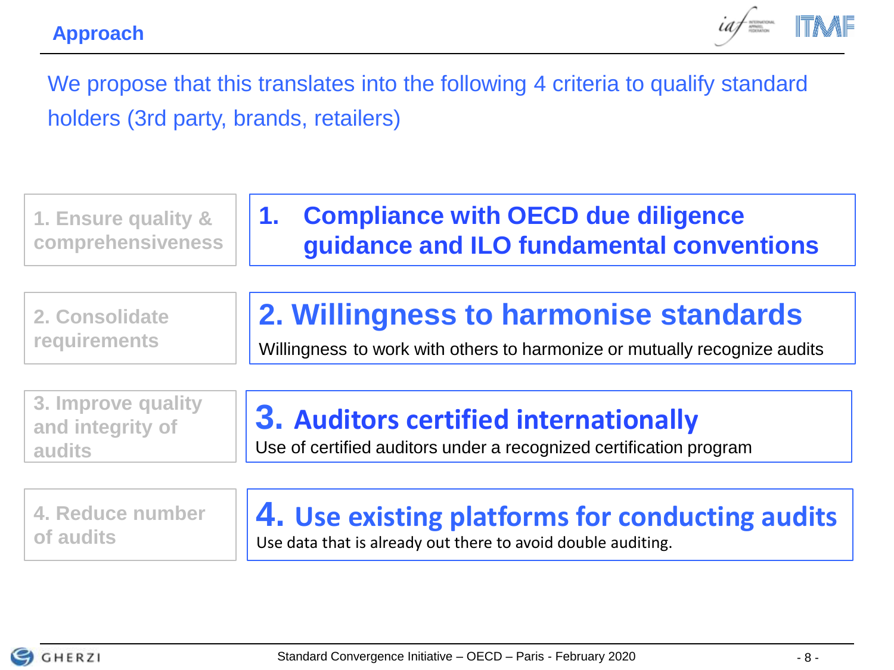## Approach

We propose that this translates into the following 4 criteria to qualify standard holders (3rd party, brands, retailers)

| Objective | Criterion |
| --- | --- |
| 1. Ensure quality & comprehensiveness | **1. Compliance with OECD due diligence guidance and ILO fundamental conventions** |
| 2. Consolidate requirements | **2. Willingness to harmonise standards**<br>Willingness to work with others to harmonize or mutually recognize audits |
| 3. Improve quality and integrity of audits | **3. Auditors certified internationally**<br>Use of certified auditors under a recognized certification program |
| 4. Reduce number of audits | **4. Use existing platforms for conducting audits**<br>Use data that is already out there to avoid double auditing. |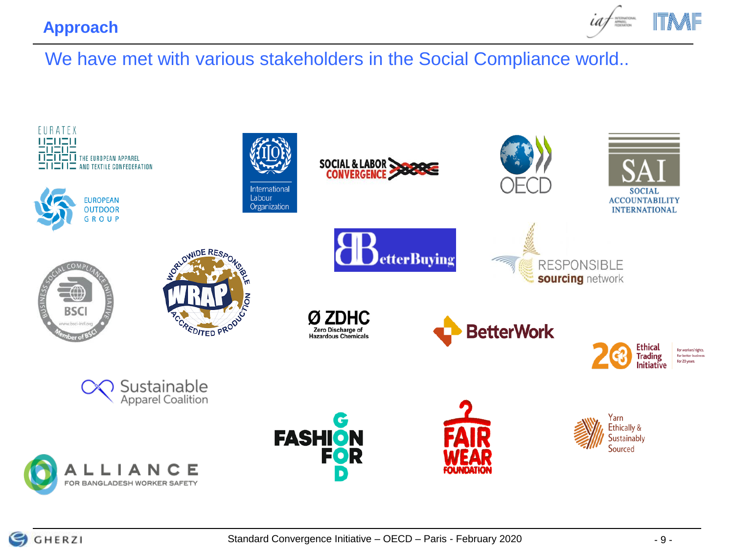## Approach

We have met with various stakeholders in the Social Compliance world..

EURATEX – The European Apparel and Textile Confederation

European Outdoor Group

International Labour Organization

Social & Labor Convergence

OECD

SAI – Social Accountability International

BSCI – Business Social Compliance Initiative – Member of BSCI

WRAP – Worldwide Responsible Accredited Production

BetterBuying

Responsible sourcing network

ZDHC – Zero Discharge of Hazardous Chemicals

BetterWork

Ethical Trading Initiative – For workers' rights. For better business. For 20 years.

Sustainable Apparel Coalition

Fashion for Good

Fair Wear Foundation

Yarn Ethically & Sustainably Sourced

Alliance for Bangladesh Worker Safety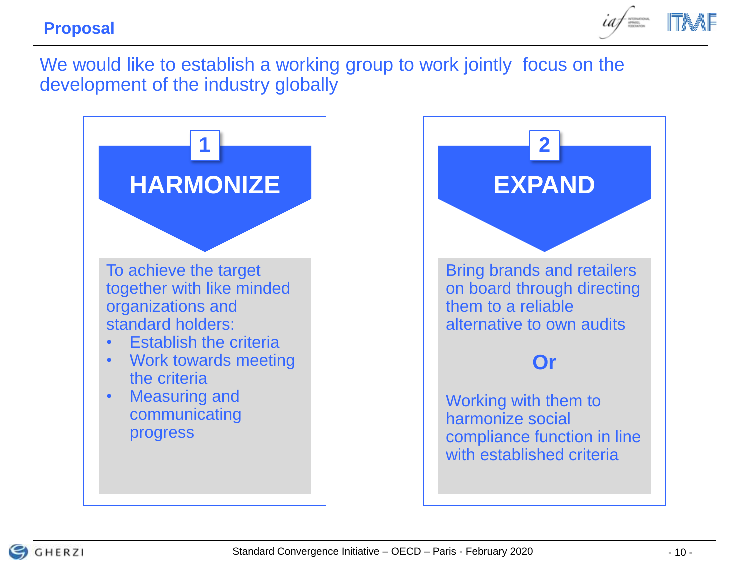## Proposal

We would like to establish a working group to work jointly focus on the development of the industry globally

### 1 HARMONIZE

To achieve the target together with like minded organizations and standard holders:

- Establish the criteria
- Work towards meeting the criteria
- Measuring and communicating progress

### 2 EXPAND

Bring brands and retailers on board through directing them to a reliable alternative to own audits

**Or**

Working with them to harmonize social compliance function in line with established criteria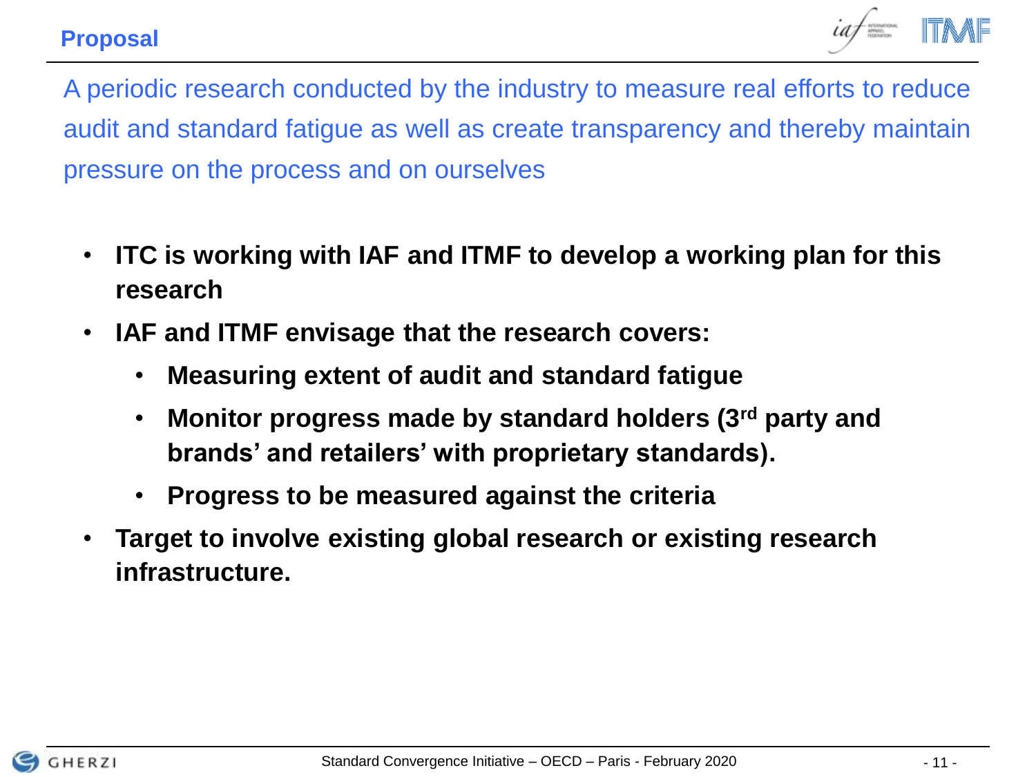## Proposal

A periodic research conducted by the industry to measure real efforts to reduce audit and standard fatigue as well as create transparency and thereby maintain pressure on the process and on ourselves

- **ITC is working with IAF and ITMF to develop a working plan for this research**
- **IAF and ITMF envisage that the research covers:**
  - **Measuring extent of audit and standard fatigue**
  - **Monitor progress made by standard holders (3rd party and brands' and retailers' with proprietary standards).**
  - **Progress to be measured against the criteria**
- **Target to involve existing global research or existing research infrastructure.**